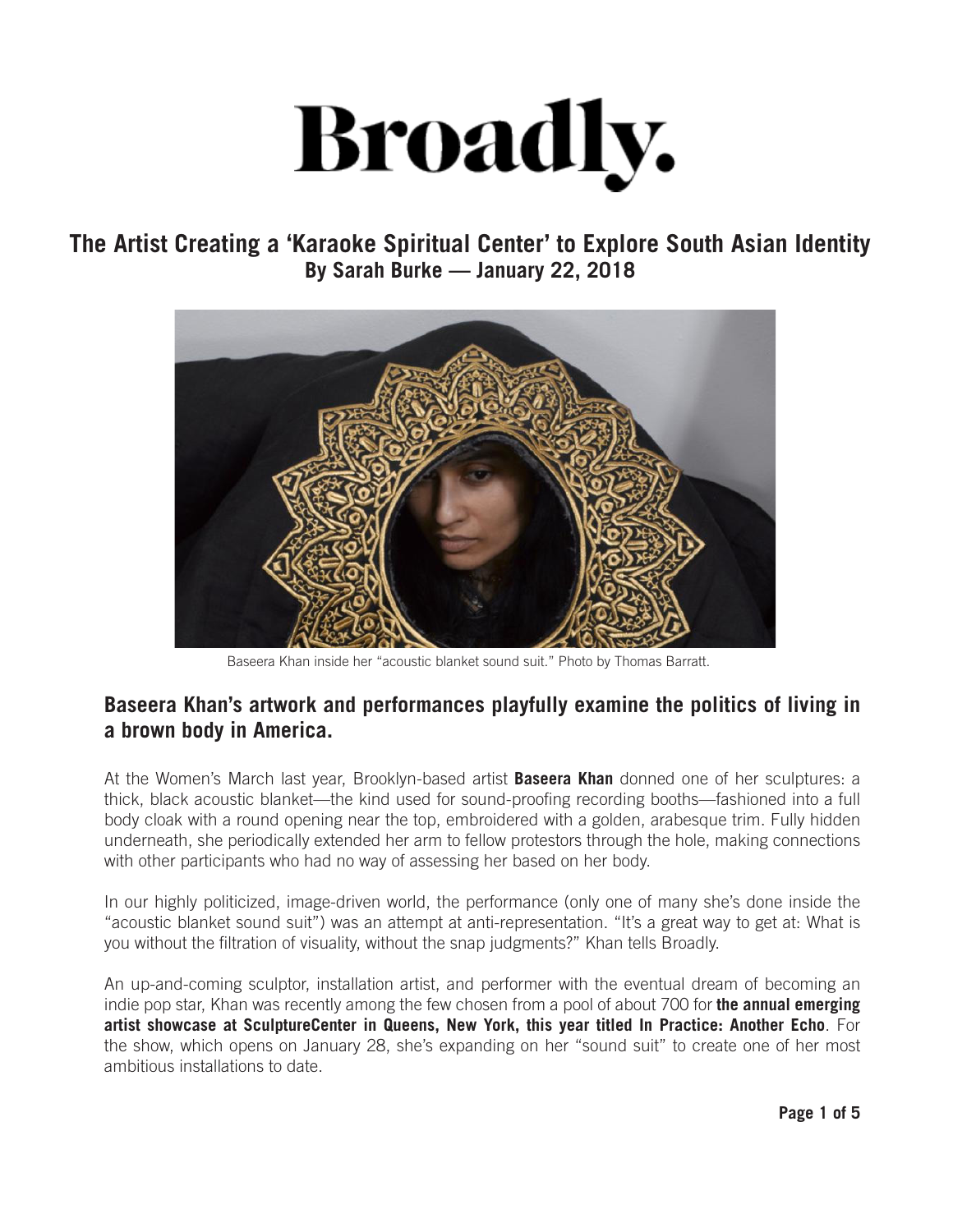# Broadly.

## The Artist Creating a 'Karaoke Spiritual Center' to Explore South Asian Identity

**By Sarah Burke — January 22, 2018**

Baseera Khan inside her "acoustic blanket sound suit." Photo by Thomas Barratt.

### Baseera Khan's artwork and performances playfully examine the politics of living in a brown body in America.

At the Women's March last year, Brooklyn-based artist **Baseera Khan** donned one of her sculptures: a thick, black acoustic blanket—the kind used for sound-proofing recording booths—fashioned into a full body cloak with a round opening near the top, embroidered with a golden, arabesque trim. Fully hidden underneath, she periodically extended her arm to fellow protestors through the hole, making connections with other participants who had no way of assessing her based on her body.

In our highly politicized, image-driven world, the performance (only one of many she's done inside the "acoustic blanket sound suit") was an attempt at anti-representation. "It's a great way to get at: What is you without the filtration of visuality, without the snap judgments?" Khan tells Broadly.

An up-and-coming sculptor, installation artist, and performer with the eventual dream of becoming an indie pop star, Khan was recently among the few chosen from a pool of about 700 for **the annual emerging artist showcase at SculptureCenter in Queens, New York, this year titled In Practice: Another Echo**. For the show, which opens on January 28, she's expanding on her "sound suit" to create one of her most ambitious installations to date.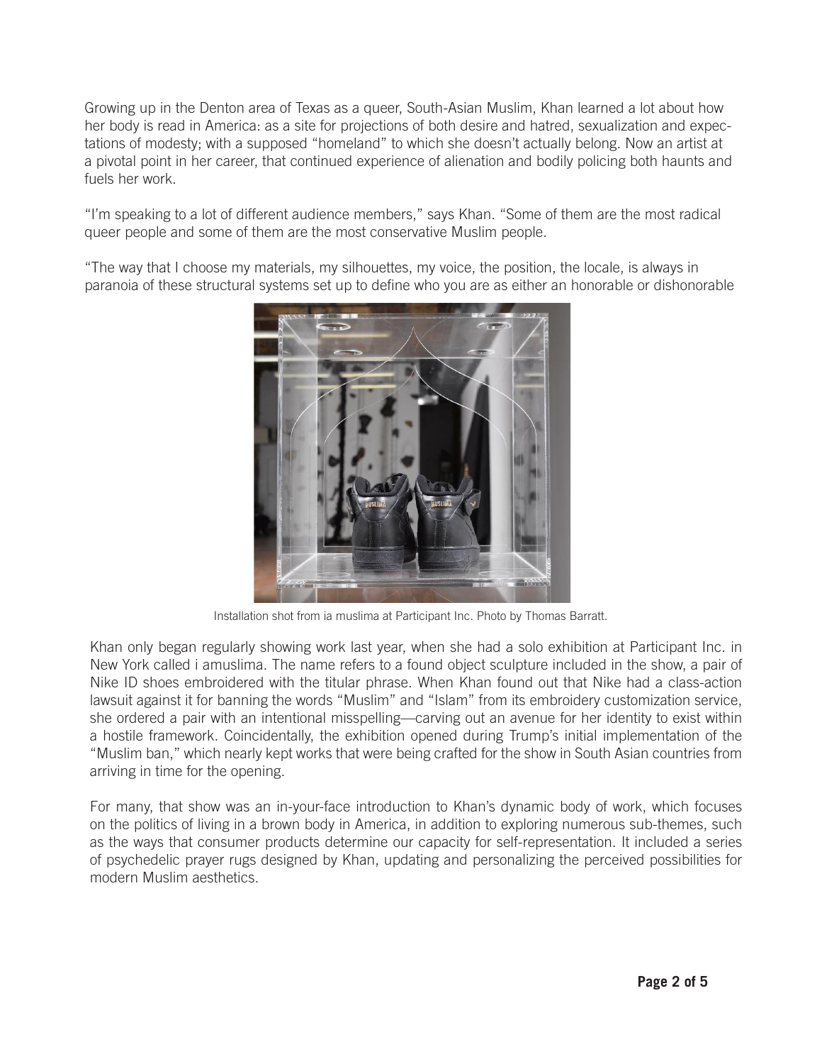Growing up in the Denton area of Texas as a queer, South-Asian Muslim, Khan learned a lot about how her body is read in America: as a site for projections of both desire and hatred, sexualization and expectations of modesty; with a supposed "homeland" to which she doesn't actually belong. Now an artist at a pivotal point in her career, that continued experience of alienation and bodily policing both haunts and fuels her work.

"I'm speaking to a lot of different audience members," says Khan. "Some of them are the most radical queer people and some of them are the most conservative Muslim people.

"The way that I choose my materials, my silhouettes, my voice, the position, the locale, is always in paranoia of these structural systems set up to define who you are as either an honorable or dishonorable

Installation shot from ia muslima at Participant Inc. Photo by Thomas Barratt.

Khan only began regularly showing work last year, when she had a solo exhibition at Participant Inc. in New York called i amuslima. The name refers to a found object sculpture included in the show, a pair of Nike ID shoes embroidered with the titular phrase. When Khan found out that Nike had a class-action lawsuit against it for banning the words "Muslim" and "Islam" from its embroidery customization service, she ordered a pair with an intentional misspelling—carving out an avenue for her identity to exist within a hostile framework. Coincidentally, the exhibition opened during Trump's initial implementation of the "Muslim ban," which nearly kept works that were being crafted for the show in South Asian countries from arriving in time for the opening.

For many, that show was an in-your-face introduction to Khan's dynamic body of work, which focuses on the politics of living in a brown body in America, in addition to exploring numerous sub-themes, such as the ways that consumer products determine our capacity for self-representation. It included a series of psychedelic prayer rugs designed by Khan, updating and personalizing the perceived possibilities for modern Muslim aesthetics.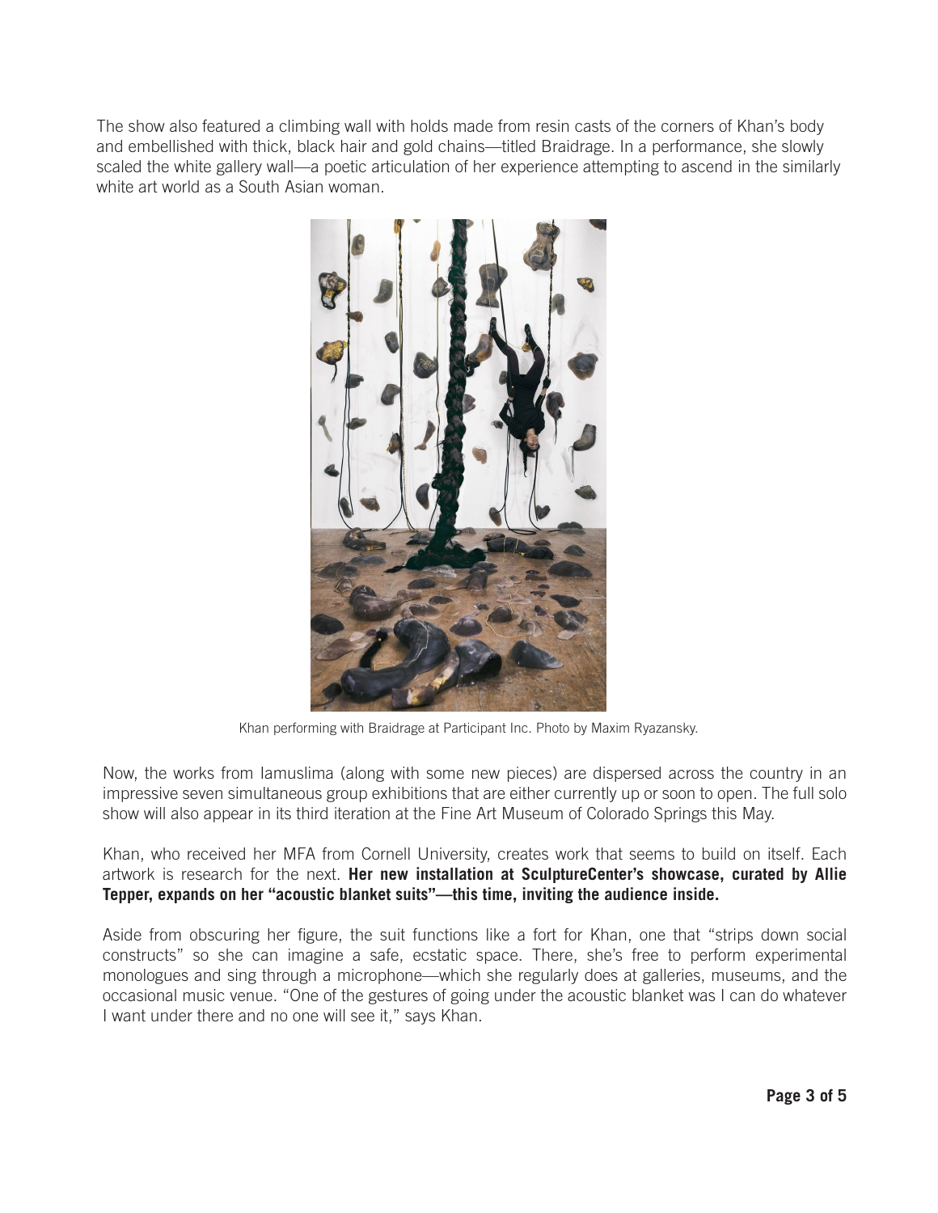The show also featured a climbing wall with holds made from resin casts of the corners of Khan's body and embellished with thick, black hair and gold chains—titled Braidrage. In a performance, she slowly scaled the white gallery wall—a poetic articulation of her experience attempting to ascend in the similarly white art world as a South Asian woman.

Khan performing with Braidrage at Participant Inc. Photo by Maxim Ryazansky.

Now, the works from Iamuslima (along with some new pieces) are dispersed across the country in an impressive seven simultaneous group exhibitions that are either currently up or soon to open. The full solo show will also appear in its third iteration at the Fine Art Museum of Colorado Springs this May.

Khan, who received her MFA from Cornell University, creates work that seems to build on itself. Each artwork is research for the next. **Her new installation at SculptureCenter's showcase, curated by Allie Tepper, expands on her "acoustic blanket suits"—this time, inviting the audience inside.**

Aside from obscuring her figure, the suit functions like a fort for Khan, one that "strips down social constructs" so she can imagine a safe, ecstatic space. There, she's free to perform experimental monologues and sing through a microphone—which she regularly does at galleries, museums, and the occasional music venue. "One of the gestures of going under the acoustic blanket was I can do whatever I want under there and no one will see it," says Khan.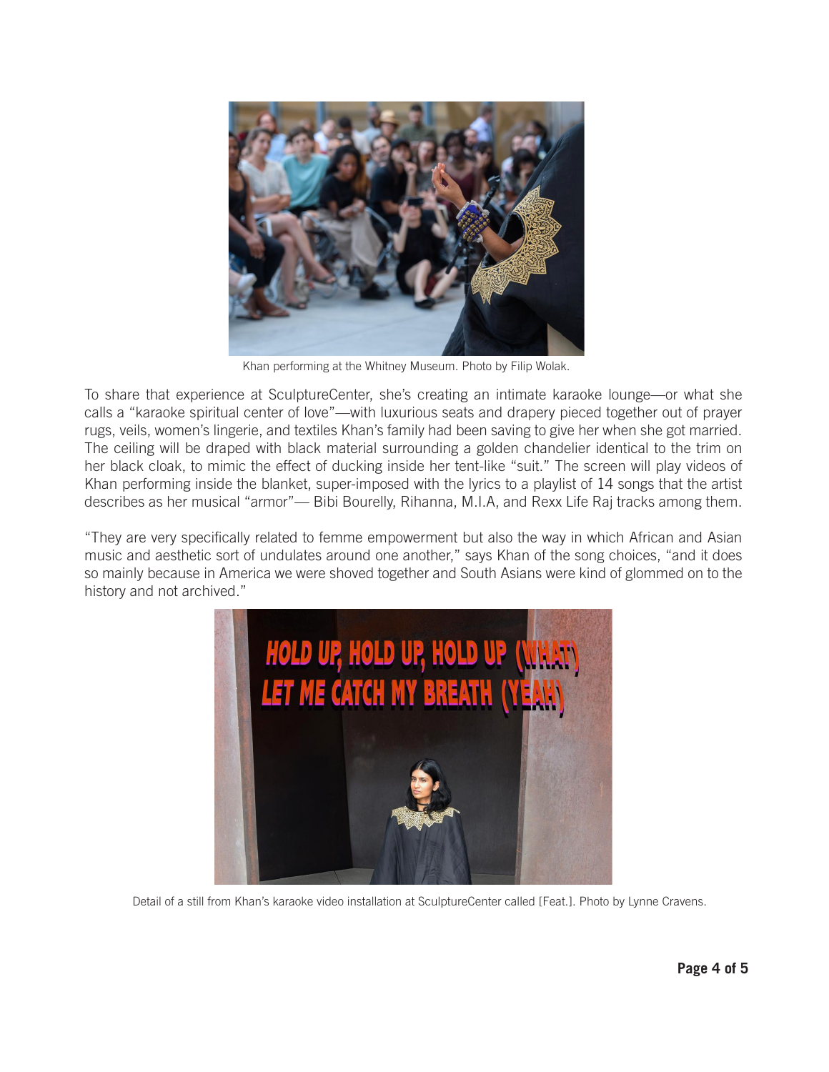Khan performing at the Whitney Museum. Photo by Filip Wolak.

To share that experience at SculptureCenter, she's creating an intimate karaoke lounge—or what she calls a "karaoke spiritual center of love"—with luxurious seats and drapery pieced together out of prayer rugs, veils, women's lingerie, and textiles Khan's family had been saving to give her when she got married. The ceiling will be draped with black material surrounding a golden chandelier identical to the trim on her black cloak, to mimic the effect of ducking inside her tent-like "suit." The screen will play videos of Khan performing inside the blanket, super-imposed with the lyrics to a playlist of 14 songs that the artist describes as her musical "armor"— Bibi Bourelly, Rihanna, M.I.A, and Rexx Life Raj tracks among them.

"They are very specifically related to femme empowerment but also the way in which African and Asian music and aesthetic sort of undulates around one another," says Khan of the song choices, "and it does so mainly because in America we were shoved together and South Asians were kind of glommed on to the history and not archived."

Detail of a still from Khan's karaoke video installation at SculptureCenter called [Feat.]. Photo by Lynne Cravens.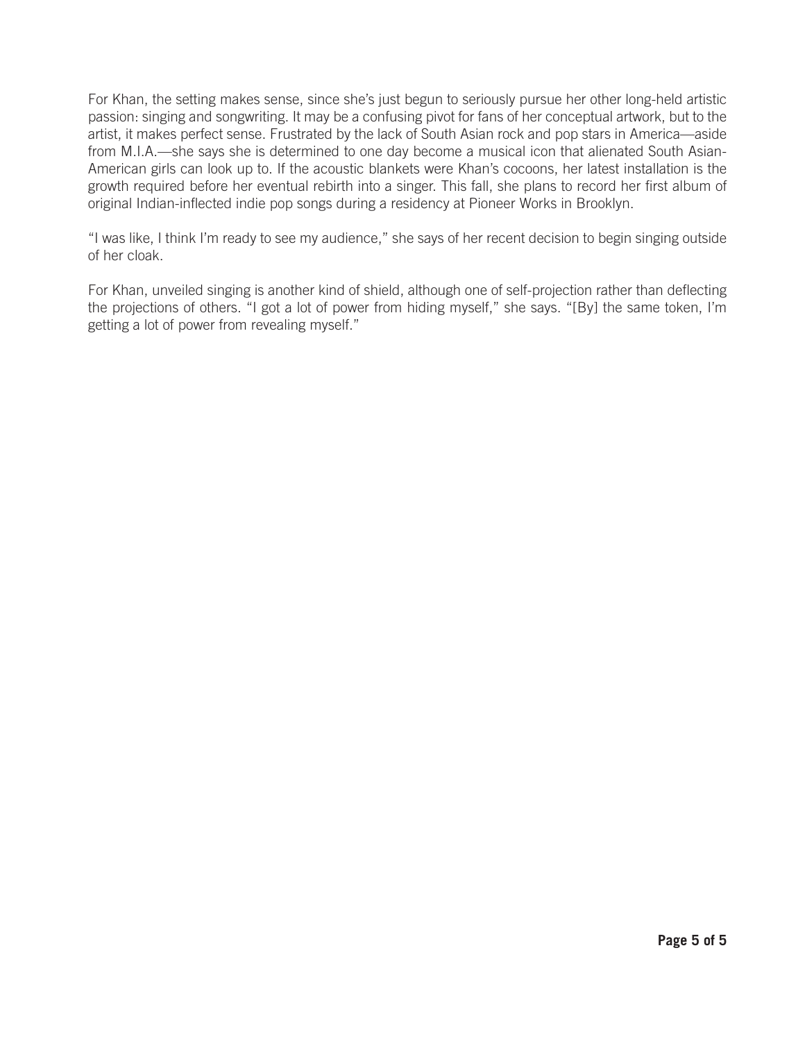For Khan, the setting makes sense, since she's just begun to seriously pursue her other long-held artistic passion: singing and songwriting. It may be a confusing pivot for fans of her conceptual artwork, but to the artist, it makes perfect sense. Frustrated by the lack of South Asian rock and pop stars in America—aside from M.I.A.—she says she is determined to one day become a musical icon that alienated South Asian-American girls can look up to. If the acoustic blankets were Khan's cocoons, her latest installation is the growth required before her eventual rebirth into a singer. This fall, she plans to record her first album of original Indian-inflected indie pop songs during a residency at Pioneer Works in Brooklyn.

"I was like, I think I'm ready to see my audience," she says of her recent decision to begin singing outside of her cloak.

For Khan, unveiled singing is another kind of shield, although one of self-projection rather than deflecting the projections of others. "I got a lot of power from hiding myself," she says. "[By] the same token, I'm getting a lot of power from revealing myself."